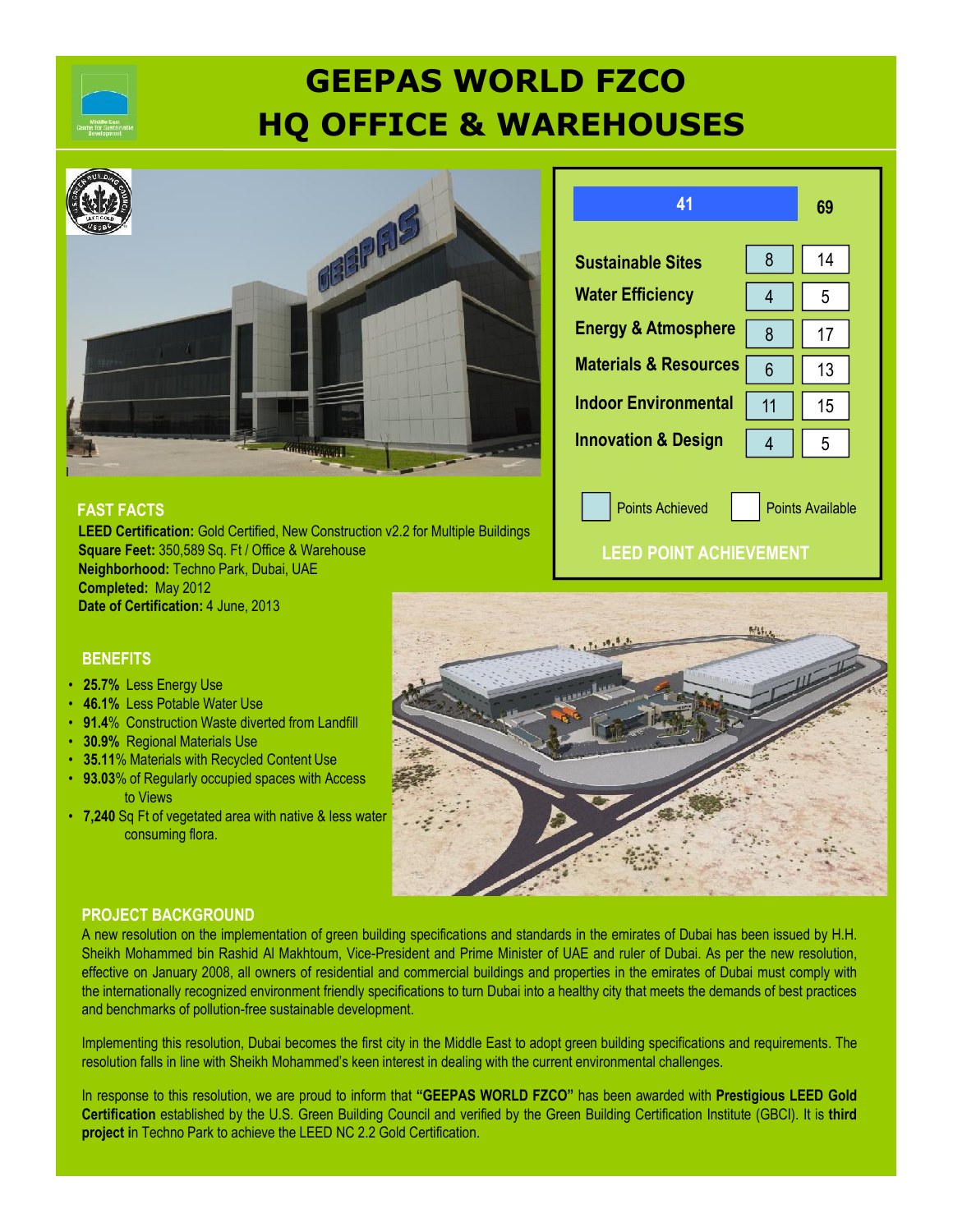# GEEPAS WORLD FZCO
# HQ OFFICE & WAREHOUSES

## LEED POINT ACHIEVEMENT

| | Points Achieved | Points Available |
|---|---|---|
| Total | 41 | 69 |
| Sustainable Sites | 8 | 14 |
| Water Efficiency | 4 | 5 |
| Energy & Atmosphere | 8 | 17 |
| Materials & Resources | 6 | 13 |
| Indoor Environmental | 11 | 15 |
| Innovation & Design | 4 | 5 |

## FAST FACTS

**LEED Certification:** Gold Certified, New Construction v2.2 for Multiple Buildings
**Square Feet:** 350,589 Sq. Ft / Office & Warehouse
**Neighborhood:** Techno Park, Dubai, UAE
**Completed:** May 2012
**Date of Certification:** 4 June, 2013

## BENEFITS

- **25.7%** Less Energy Use
- **46.1%** Less Potable Water Use
- **91.4%** Construction Waste diverted from Landfill
- **30.9%** Regional Materials Use
- **35.11%** Materials with Recycled Content Use
- **93.03%** of Regularly occupied spaces with Access to Views
- **7,240** Sq Ft of vegetated area with native & less water consuming flora.

## PROJECT BACKGROUND

A new resolution on the implementation of green building specifications and standards in the emirates of Dubai has been issued by H.H. Sheikh Mohammed bin Rashid Al Makhtoum, Vice-President and Prime Minister of UAE and ruler of Dubai. As per the new resolution, effective on January 2008, all owners of residential and commercial buildings and properties in the emirates of Dubai must comply with the internationally recognized environment friendly specifications to turn Dubai into a healthy city that meets the demands of best practices and benchmarks of pollution-free sustainable development.

Implementing this resolution, Dubai becomes the first city in the Middle East to adopt green building specifications and requirements. The resolution falls in line with Sheikh Mohammed's keen interest in dealing with the current environmental challenges.

In response to this resolution, we are proud to inform that **"GEEPAS WORLD FZCO"** has been awarded with **Prestigious LEED Gold Certification** established by the U.S. Green Building Council and verified by the Green Building Certification Institute (GBCI). It is **third project i**n Techno Park to achieve the LEED NC 2.2 Gold Certification.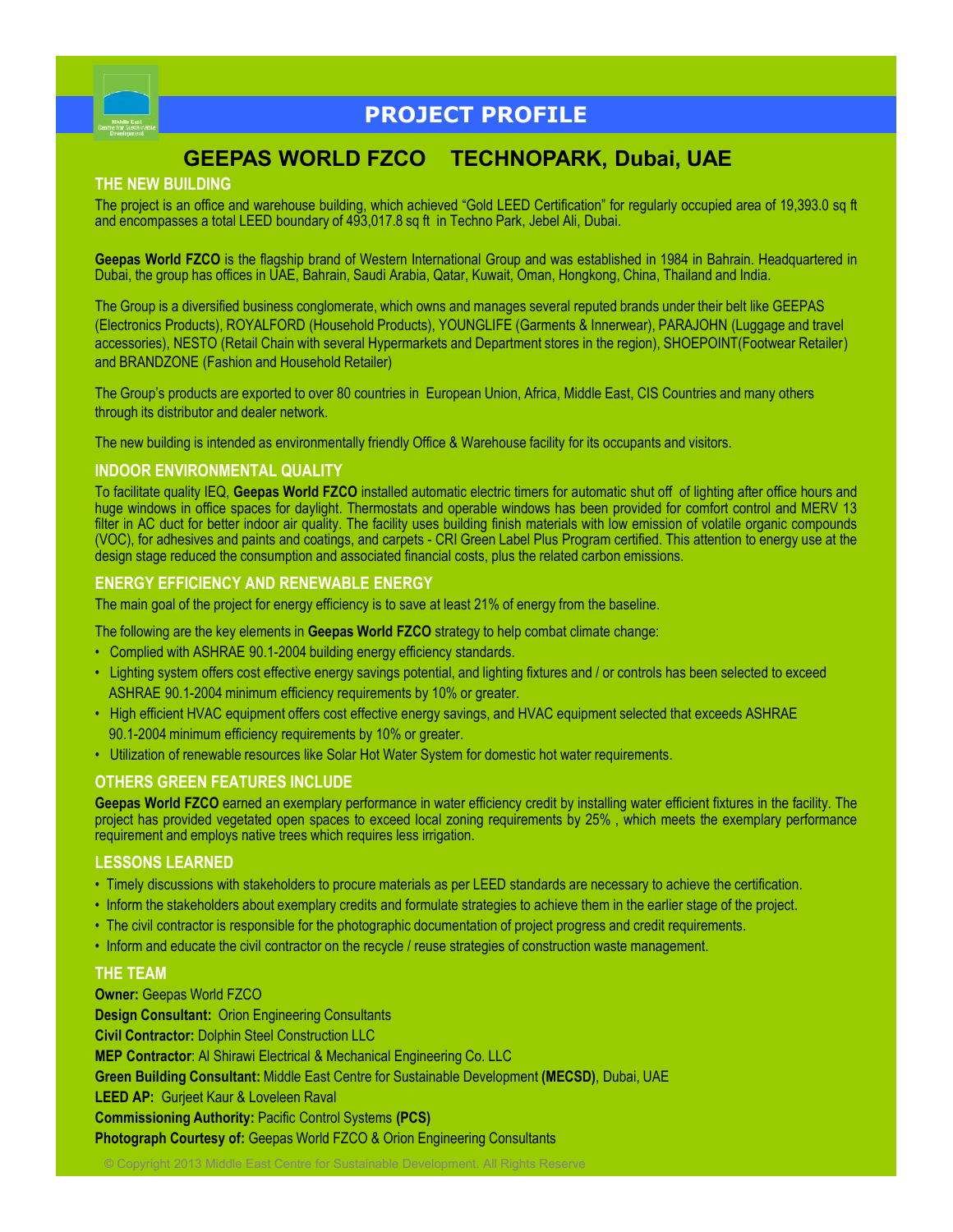# PROJECT PROFILE

## GEEPAS WORLD FZCO TECHNOPARK, Dubai, UAE

### THE NEW BUILDING

The project is an office and warehouse building, which achieved "Gold LEED Certification" for regularly occupied area of 19,393.0 sq ft and encompasses a total LEED boundary of 493,017.8 sq ft in Techno Park, Jebel Ali, Dubai.

**Geepas World FZCO** is the flagship brand of Western International Group and was established in 1984 in Bahrain. Headquartered in Dubai, the group has offices in UAE, Bahrain, Saudi Arabia, Qatar, Kuwait, Oman, Hongkong, China, Thailand and India.

The Group is a diversified business conglomerate, which owns and manages several reputed brands under their belt like GEEPAS (Electronics Products), ROYALFORD (Household Products), YOUNGLIFE (Garments & Innerwear), PARAJOHN (Luggage and travel accessories), NESTO (Retail Chain with several Hypermarkets and Department stores in the region), SHOEPOINT(Footwear Retailer) and BRANDZONE (Fashion and Household Retailer)

The Group's products are exported to over 80 countries in European Union, Africa, Middle East, CIS Countries and many others through its distributor and dealer network.

The new building is intended as environmentally friendly Office & Warehouse facility for its occupants and visitors.

### INDOOR ENVIRONMENTAL QUALITY

To facilitate quality IEQ, **Geepas World FZCO** installed automatic electric timers for automatic shut off of lighting after office hours and huge windows in office spaces for daylight. Thermostats and operable windows has been provided for comfort control and MERV 13 filter in AC duct for better indoor air quality. The facility uses building finish materials with low emission of volatile organic compounds (VOC), for adhesives and paints and coatings, and carpets - CRI Green Label Plus Program certified. This attention to energy use at the design stage reduced the consumption and associated financial costs, plus the related carbon emissions.

### ENERGY EFFICIENCY AND RENEWABLE ENERGY

The main goal of the project for energy efficiency is to save at least 21% of energy from the baseline.

The following are the key elements in **Geepas World FZCO** strategy to help combat climate change:

- Complied with ASHRAE 90.1-2004 building energy efficiency standards.
- Lighting system offers cost effective energy savings potential, and lighting fixtures and / or controls has been selected to exceed ASHRAE 90.1-2004 minimum efficiency requirements by 10% or greater.
- High efficient HVAC equipment offers cost effective energy savings, and HVAC equipment selected that exceeds ASHRAE 90.1-2004 minimum efficiency requirements by 10% or greater.
- Utilization of renewable resources like Solar Hot Water System for domestic hot water requirements.

### OTHERS GREEN FEATURES INCLUDE

**Geepas World FZCO** earned an exemplary performance in water efficiency credit by installing water efficient fixtures in the facility. The project has provided vegetated open spaces to exceed local zoning requirements by 25% , which meets the exemplary performance requirement and employs native trees which requires less irrigation.

### LESSONS LEARNED

- Timely discussions with stakeholders to procure materials as per LEED standards are necessary to achieve the certification.
- Inform the stakeholders about exemplary credits and formulate strategies to achieve them in the earlier stage of the project.
- The civil contractor is responsible for the photographic documentation of project progress and credit requirements.
- Inform and educate the civil contractor on the recycle / reuse strategies of construction waste management.

### THE TEAM

**Owner:** Geepas World FZCO

**Design Consultant:** Orion Engineering Consultants

**Civil Contractor:** Dolphin Steel Construction LLC

**MEP Contractor**: Al Shirawi Electrical & Mechanical Engineering Co. LLC

**Green Building Consultant:** Middle East Centre for Sustainable Development **(MECSD)**, Dubai, UAE

**LEED AP:** Gurjeet Kaur & Loveleen Raval

**Commissioning Authority:** Pacific Control Systems **(PCS)**

**Photograph Courtesy of:** Geepas World FZCO & Orion Engineering Consultants

© Copyright 2013 Middle East Centre for Sustainable Development. All Rights Reserve